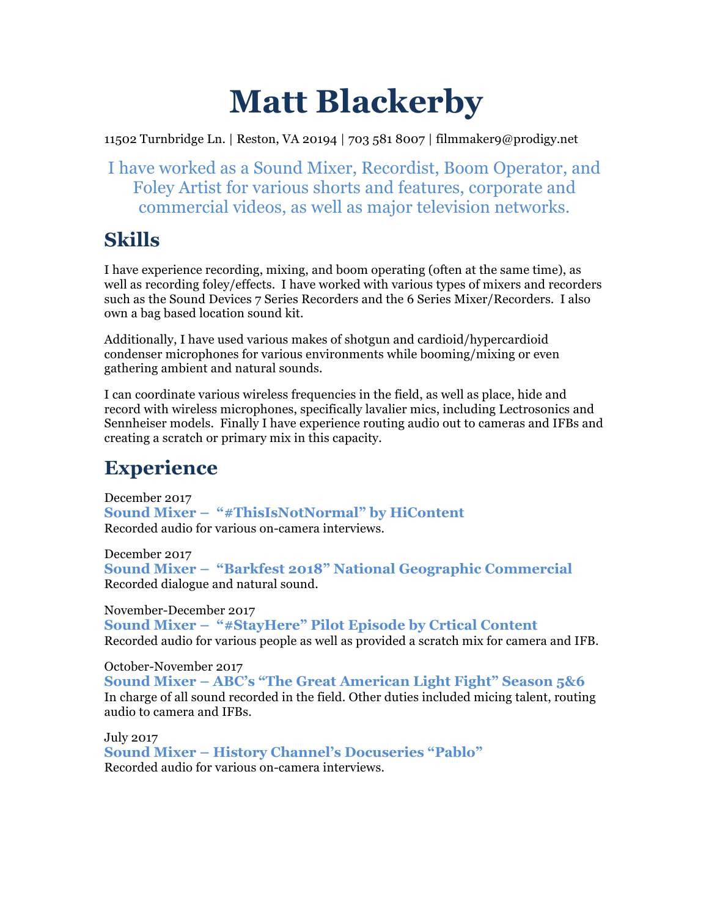# Matt Blackerby

11502 Turnbridge Ln. | Reston, VA 20194 | 703 581 8007 | filmmaker9@prodigy.net

I have worked as a Sound Mixer, Recordist, Boom Operator, and Foley Artist for various shorts and features, corporate and commercial videos, as well as major television networks.

## Skills

I have experience recording, mixing, and boom operating (often at the same time), as well as recording foley/effects. I have worked with various types of mixers and recorders such as the Sound Devices 7 Series Recorders and the 6 Series Mixer/Recorders. I also own a bag based location sound kit.

Additionally, I have used various makes of shotgun and cardioid/hypercardioid condenser microphones for various environments while booming/mixing or even gathering ambient and natural sounds.

I can coordinate various wireless frequencies in the field, as well as place, hide and record with wireless microphones, specifically lavalier mics, including Lectrosonics and Sennheiser models. Finally I have experience routing audio out to cameras and IFBs and creating a scratch or primary mix in this capacity.

## Experience

December 2017
**Sound Mixer – "#ThisIsNotNormal" by HiContent**
Recorded audio for various on-camera interviews.

December 2017
**Sound Mixer – "Barkfest 2018" National Geographic Commercial**
Recorded dialogue and natural sound.

November-December 2017
**Sound Mixer – "#StayHere" Pilot Episode by Crtical Content**
Recorded audio for various people as well as provided a scratch mix for camera and IFB.

October-November 2017
**Sound Mixer – ABC's "The Great American Light Fight" Season 5&6**
In charge of all sound recorded in the field. Other duties included micing talent, routing audio to camera and IFBs.

July 2017
**Sound Mixer – History Channel's Docuseries "Pablo"**
Recorded audio for various on-camera interviews.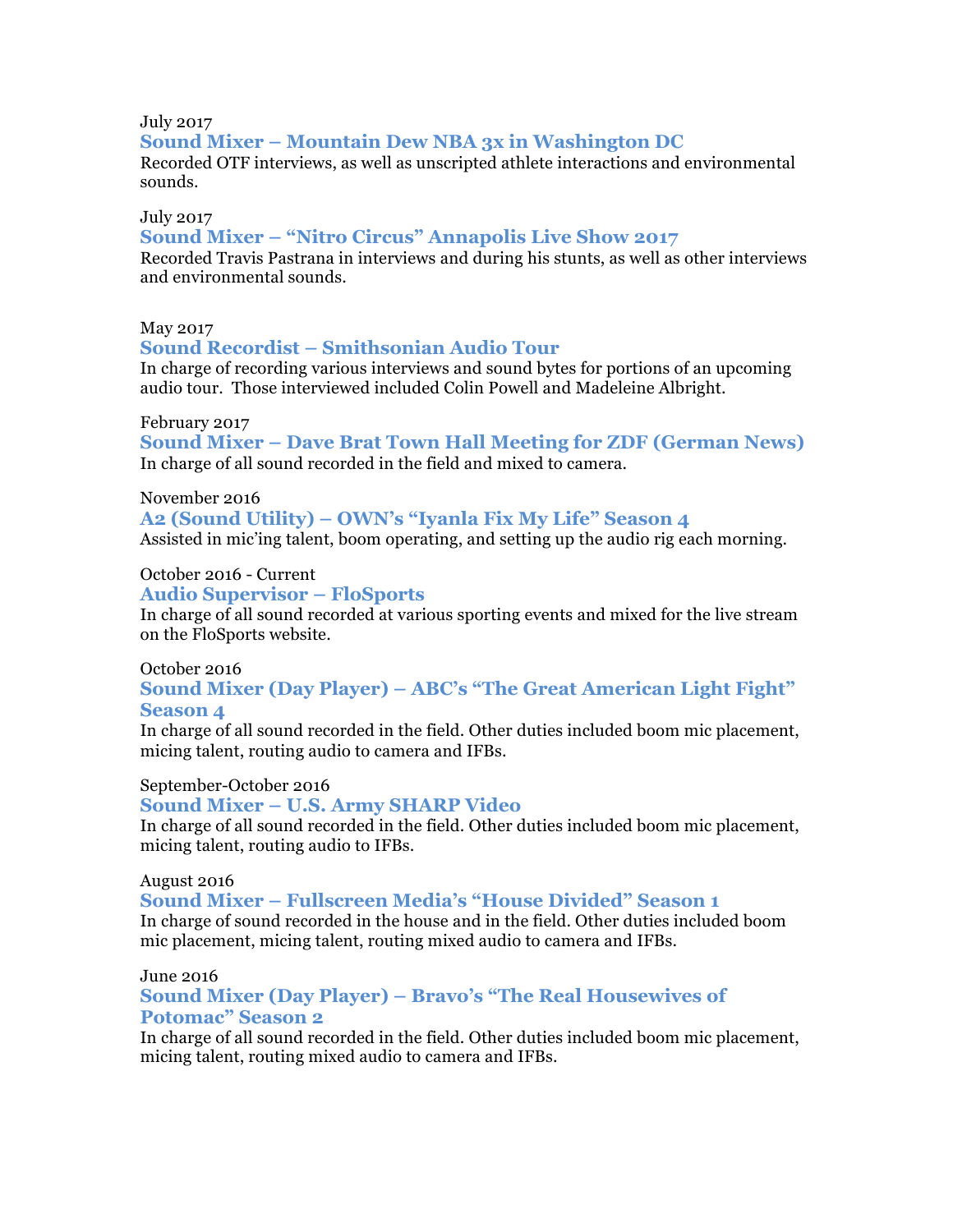July 2017

**Sound Mixer – Mountain Dew NBA 3x in Washington DC**

Recorded OTF interviews, as well as unscripted athlete interactions and environmental sounds.

July 2017

**Sound Mixer – "Nitro Circus" Annapolis Live Show 2017**

Recorded Travis Pastrana in interviews and during his stunts, as well as other interviews and environmental sounds.

May 2017

**Sound Recordist – Smithsonian Audio Tour**

In charge of recording various interviews and sound bytes for portions of an upcoming audio tour. Those interviewed included Colin Powell and Madeleine Albright.

February 2017

**Sound Mixer – Dave Brat Town Hall Meeting for ZDF (German News)**

In charge of all sound recorded in the field and mixed to camera.

November 2016

**A2 (Sound Utility) – OWN's "Iyanla Fix My Life" Season 4**

Assisted in mic'ing talent, boom operating, and setting up the audio rig each morning.

October 2016 - Current

**Audio Supervisor – FloSports**

In charge of all sound recorded at various sporting events and mixed for the live stream on the FloSports website.

October 2016

**Sound Mixer (Day Player) – ABC's "The Great American Light Fight" Season 4**

In charge of all sound recorded in the field. Other duties included boom mic placement, micing talent, routing audio to camera and IFBs.

September-October 2016

**Sound Mixer – U.S. Army SHARP Video**

In charge of all sound recorded in the field. Other duties included boom mic placement, micing talent, routing audio to IFBs.

August 2016

**Sound Mixer – Fullscreen Media's "House Divided" Season 1**

In charge of sound recorded in the house and in the field. Other duties included boom mic placement, micing talent, routing mixed audio to camera and IFBs.

June 2016

**Sound Mixer (Day Player) – Bravo's "The Real Housewives of Potomac" Season 2**

In charge of all sound recorded in the field. Other duties included boom mic placement, micing talent, routing mixed audio to camera and IFBs.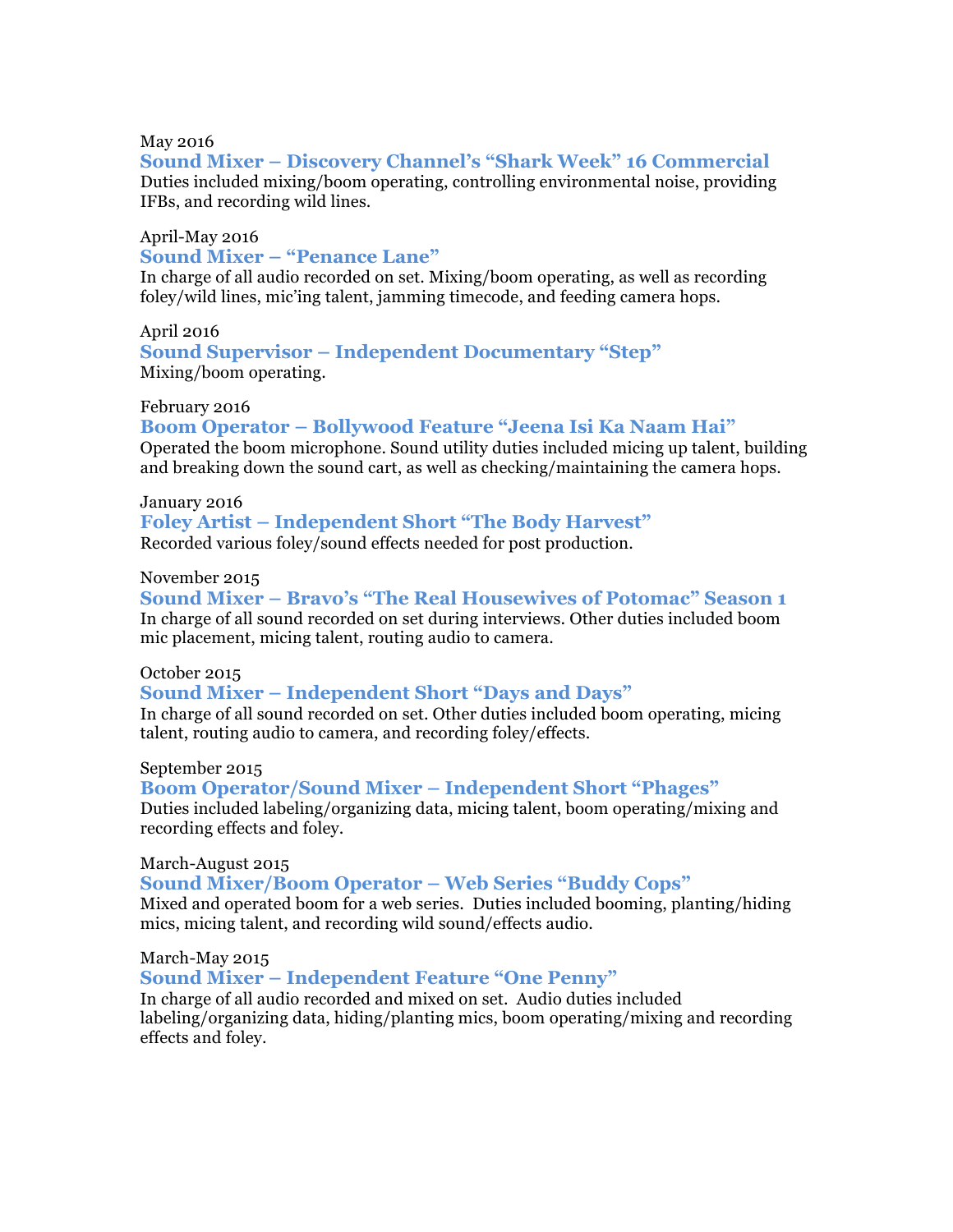May 2016

**Sound Mixer – Discovery Channel's "Shark Week" 16 Commercial**

Duties included mixing/boom operating, controlling environmental noise, providing IFBs, and recording wild lines.

April-May 2016

**Sound Mixer – "Penance Lane"**

In charge of all audio recorded on set. Mixing/boom operating, as well as recording foley/wild lines, mic'ing talent, jamming timecode, and feeding camera hops.

April 2016

**Sound Supervisor – Independent Documentary "Step"**

Mixing/boom operating.

February 2016

**Boom Operator – Bollywood Feature "Jeena Isi Ka Naam Hai"**

Operated the boom microphone. Sound utility duties included micing up talent, building and breaking down the sound cart, as well as checking/maintaining the camera hops.

January 2016

**Foley Artist – Independent Short "The Body Harvest"**

Recorded various foley/sound effects needed for post production.

November 2015

**Sound Mixer – Bravo's "The Real Housewives of Potomac" Season 1**

In charge of all sound recorded on set during interviews. Other duties included boom mic placement, micing talent, routing audio to camera.

October 2015

**Sound Mixer – Independent Short "Days and Days"**

In charge of all sound recorded on set. Other duties included boom operating, micing talent, routing audio to camera, and recording foley/effects.

September 2015

**Boom Operator/Sound Mixer – Independent Short "Phages"**

Duties included labeling/organizing data, micing talent, boom operating/mixing and recording effects and foley.

March-August 2015

**Sound Mixer/Boom Operator – Web Series "Buddy Cops"**

Mixed and operated boom for a web series. Duties included booming, planting/hiding mics, micing talent, and recording wild sound/effects audio.

March-May 2015

**Sound Mixer – Independent Feature "One Penny"**

In charge of all audio recorded and mixed on set. Audio duties included labeling/organizing data, hiding/planting mics, boom operating/mixing and recording effects and foley.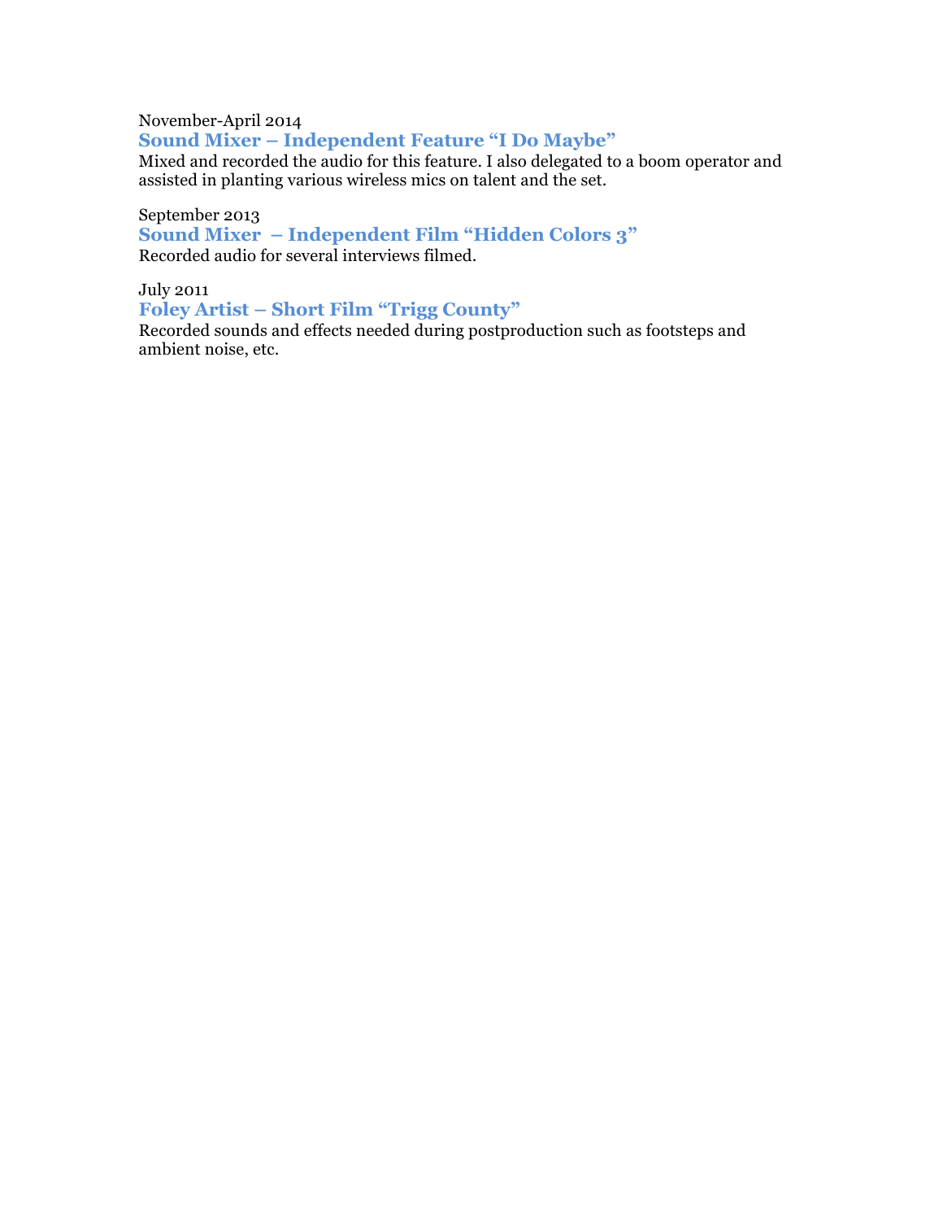November-April 2014

### Sound Mixer – Independent Feature "I Do Maybe"

Mixed and recorded the audio for this feature. I also delegated to a boom operator and assisted in planting various wireless mics on talent and the set.

September 2013

### Sound Mixer – Independent Film "Hidden Colors 3"

Recorded audio for several interviews filmed.

July 2011

### Foley Artist – Short Film "Trigg County"

Recorded sounds and effects needed during postproduction such as footsteps and ambient noise, etc.